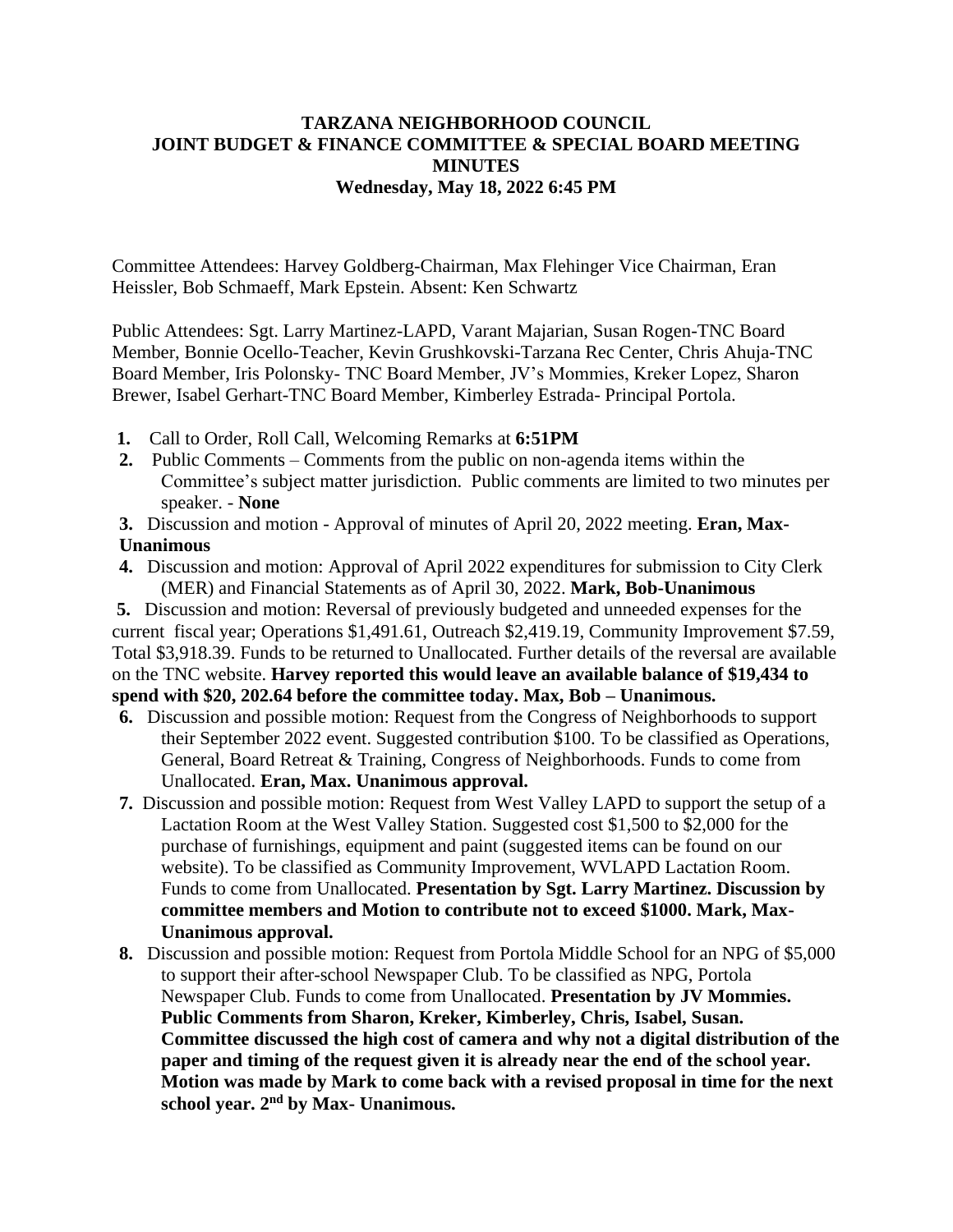**TARZANA NEIGHBORHOOD COUNCIL**
**JOINT BUDGET & FINANCE COMMITTEE & SPECIAL BOARD MEETING MINUTES**
**Wednesday, May 18, 2022 6:45 PM**

Committee Attendees: Harvey Goldberg-Chairman, Max Flehinger Vice Chairman, Eran Heissler, Bob Schmaeff, Mark Epstein. Absent: Ken Schwartz

Public Attendees: Sgt. Larry Martinez-LAPD, Varant Majarian, Susan Rogen-TNC Board Member, Bonnie Ocello-Teacher, Kevin Grushkovski-Tarzana Rec Center, Chris Ahuja-TNC Board Member, Iris Polonsky- TNC Board Member, JV's Mommies, Kreker Lopez, Sharon Brewer, Isabel Gerhart-TNC Board Member, Kimberley Estrada- Principal Portola.

1. Call to Order, Roll Call, Welcoming Remarks at **6:51PM**
2. Public Comments – Comments from the public on non-agenda items within the Committee's subject matter jurisdiction. Public comments are limited to two minutes per speaker. - **None**
3. Discussion and motion - Approval of minutes of April 20, 2022 meeting. **Eran, Max- Unanimous**
4. Discussion and motion: Approval of April 2022 expenditures for submission to City Clerk (MER) and Financial Statements as of April 30, 2022. **Mark, Bob-Unanimous**
5. Discussion and motion: Reversal of previously budgeted and unneeded expenses for the current fiscal year; Operations $1,491.61, Outreach $2,419.19, Community Improvement $7.59, Total $3,918.39. Funds to be returned to Unallocated. Further details of the reversal are available on the TNC website. **Harvey reported this would leave an available balance of $19,434 to spend with $20, 202.64 before the committee today. Max, Bob – Unanimous.**
6. Discussion and possible motion: Request from the Congress of Neighborhoods to support their September 2022 event. Suggested contribution $100. To be classified as Operations, General, Board Retreat & Training, Congress of Neighborhoods. Funds to come from Unallocated. **Eran, Max. Unanimous approval.**
7. Discussion and possible motion: Request from West Valley LAPD to support the setup of a Lactation Room at the West Valley Station. Suggested cost $1,500 to $2,000 for the purchase of furnishings, equipment and paint (suggested items can be found on our website). To be classified as Community Improvement, WVLAPD Lactation Room. Funds to come from Unallocated. **Presentation by Sgt. Larry Martinez. Discussion by committee members and Motion to contribute not to exceed $1000. Mark, Max- Unanimous approval.**
8. Discussion and possible motion: Request from Portola Middle School for an NPG of $5,000 to support their after-school Newspaper Club. To be classified as NPG, Portola Newspaper Club. Funds to come from Unallocated. **Presentation by JV Mommies. Public Comments from Sharon, Kreker, Kimberley, Chris, Isabel, Susan. Committee discussed the high cost of camera and why not a digital distribution of the paper and timing of the request given it is already near the end of the school year. Motion was made by Mark to come back with a revised proposal in time for the next school year. 2nd by Max- Unanimous.**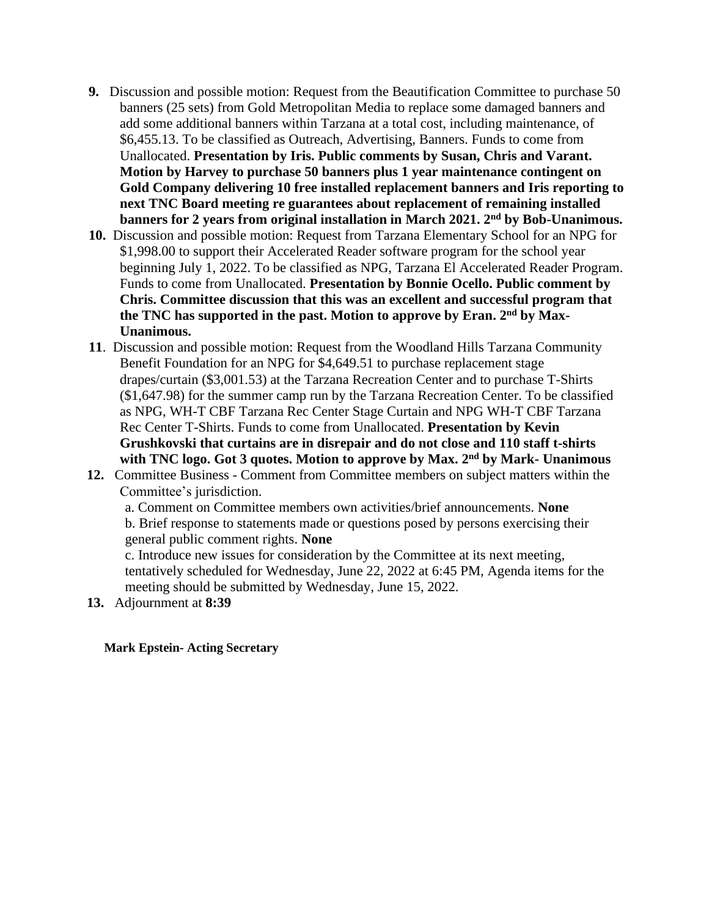**9.** Discussion and possible motion: Request from the Beautification Committee to purchase 50 banners (25 sets) from Gold Metropolitan Media to replace some damaged banners and add some additional banners within Tarzana at a total cost, including maintenance, of $6,455.13. To be classified as Outreach, Advertising, Banners. Funds to come from Unallocated. **Presentation by Iris. Public comments by Susan, Chris and Varant. Motion by Harvey to purchase 50 banners plus 1 year maintenance contingent on Gold Company delivering 10 free installed replacement banners and Iris reporting to next TNC Board meeting re guarantees about replacement of remaining installed banners for 2 years from original installation in March 2021. 2nd by Bob-Unanimous.**

**10.** Discussion and possible motion: Request from Tarzana Elementary School for an NPG for $1,998.00 to support their Accelerated Reader software program for the school year beginning July 1, 2022. To be classified as NPG, Tarzana El Accelerated Reader Program. Funds to come from Unallocated. **Presentation by Bonnie Ocello. Public comment by Chris. Committee discussion that this was an excellent and successful program that the TNC has supported in the past. Motion to approve by Eran. 2nd by Max-Unanimous.**

**11**. Discussion and possible motion: Request from the Woodland Hills Tarzana Community Benefit Foundation for an NPG for $4,649.51 to purchase replacement stage drapes/curtain ($3,001.53) at the Tarzana Recreation Center and to purchase T-Shirts ($1,647.98) for the summer camp run by the Tarzana Recreation Center. To be classified as NPG, WH-T CBF Tarzana Rec Center Stage Curtain and NPG WH-T CBF Tarzana Rec Center T-Shirts. Funds to come from Unallocated. **Presentation by Kevin Grushkovski that curtains are in disrepair and do not close and 110 staff t-shirts with TNC logo. Got 3 quotes. Motion to approve by Max. 2nd by Mark- Unanimous**

**12.** Committee Business - Comment from Committee members on subject matters within the Committee's jurisdiction.

a. Comment on Committee members own activities/brief announcements. **None**

b. Brief response to statements made or questions posed by persons exercising their general public comment rights. **None**

c. Introduce new issues for consideration by the Committee at its next meeting, tentatively scheduled for Wednesday, June 22, 2022 at 6:45 PM, Agenda items for the meeting should be submitted by Wednesday, June 15, 2022.

**13.** Adjournment at **8:39**

**Mark Epstein- Acting Secretary**